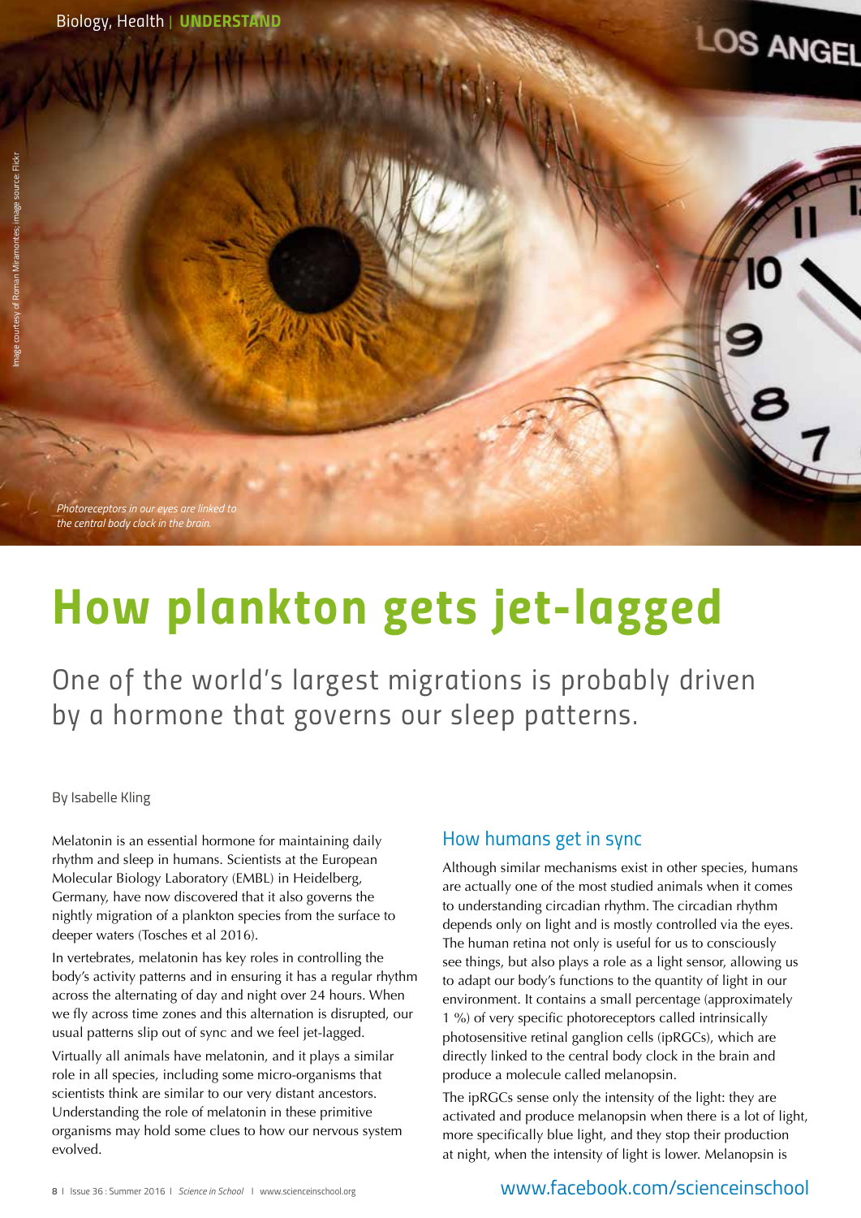Biology, Health | **UNDERSTAND**

*Photoreceptors in our eyes are linked to the central body clock in the brain.*

Image courtesy of Roman Miramontes; image source: Flickr

# How plankton gets jet-lagged

## One of the world's largest migrations is probably driven by a hormone that governs our sleep patterns.

By Isabelle Kling

Melatonin is an essential hormone for maintaining daily rhythm and sleep in humans. Scientists at the European Molecular Biology Laboratory (EMBL) in Heidelberg, Germany, have now discovered that it also governs the nightly migration of a plankton species from the surface to deeper waters (Tosches et al 2016).

In vertebrates, melatonin has key roles in controlling the body's activity patterns and in ensuring it has a regular rhythm across the alternating of day and night over 24 hours. When we fly across time zones and this alternation is disrupted, our usual patterns slip out of sync and we feel jet-lagged.

Virtually all animals have melatonin, and it plays a similar role in all species, including some micro-organisms that scientists think are similar to our very distant ancestors. Understanding the role of melatonin in these primitive organisms may hold some clues to how our nervous system evolved.

### How humans get in sync

Although similar mechanisms exist in other species, humans are actually one of the most studied animals when it comes to understanding circadian rhythm. The circadian rhythm depends only on light and is mostly controlled via the eyes. The human retina not only is useful for us to consciously see things, but also plays a role as a light sensor, allowing us to adapt our body's functions to the quantity of light in our environment. It contains a small percentage (approximately 1 %) of very specific photoreceptors called intrinsically photosensitive retinal ganglion cells (ipRGCs), which are directly linked to the central body clock in the brain and produce a molecule called melanopsin.

The ipRGCs sense only the intensity of the light: they are activated and produce melanopsin when there is a lot of light, more specifically blue light, and they stop their production at night, when the intensity of light is lower. Melanopsin is

www.facebook.com/scienceinschool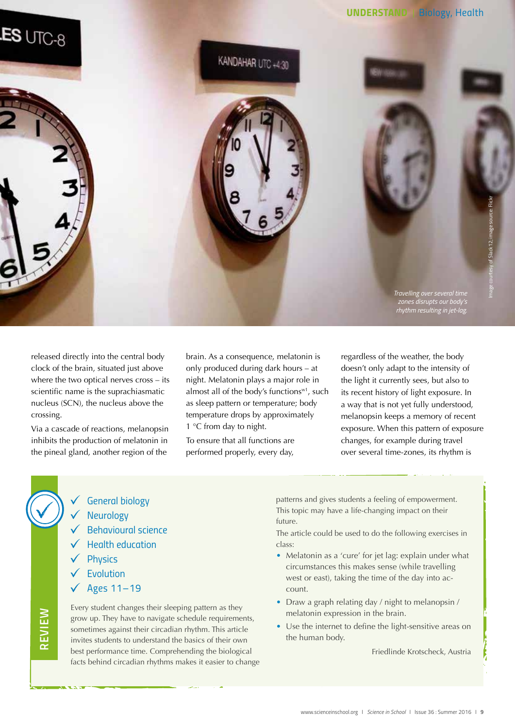*Travelling over several time zones disrupts our body's rhythm resulting in jet-lag.*

Image courtesy of Slack12; image source: Flickr

released directly into the central body clock of the brain, situated just above where the two optical nerves cross – its scientific name is the suprachiasmatic nucleus (SCN), the nucleus above the crossing.

Via a cascade of reactions, melanopsin inhibits the production of melatonin in the pineal gland, another region of the brain. As a consequence, melatonin is only produced during dark hours – at night. Melatonin plays a major role in almost all of the body's functions[w1], such as sleep pattern or temperature; body temperature drops by approximately 1 °C from day to night.

To ensure that all functions are performed properly, every day, regardless of the weather, the body doesn't only adapt to the intensity of the light it currently sees, but also to its recent history of light exposure. In a way that is not yet fully understood, melanopsin keeps a memory of recent exposure. When this pattern of exposure changes, for example during travel over several time-zones, its rhythm is

## REVIEW

- ✓ General biology
- ✓ Neurology
- ✓ Behavioural science
- ✓ Health education
- ✓ Physics
- ✓ Evolution
- ✓ Ages 11–19

Every student changes their sleeping pattern as they grow up. They have to navigate schedule requirements, sometimes against their circadian rhythm. This article invites students to understand the basics of their own best performance time. Comprehending the biological facts behind circadian rhythms makes it easier to change patterns and gives students a feeling of empowerment. This topic may have a life-changing impact on their future.

The article could be used to do the following exercises in class:

- Melatonin as a 'cure' for jet lag: explain under what circumstances this makes sense (while travelling west or east), taking the time of the day into account.
- Draw a graph relating day / night to melanopsin / melatonin expression in the brain.
- Use the internet to define the light-sensitive areas on the human body.

Friedlinde Krotscheck, Austria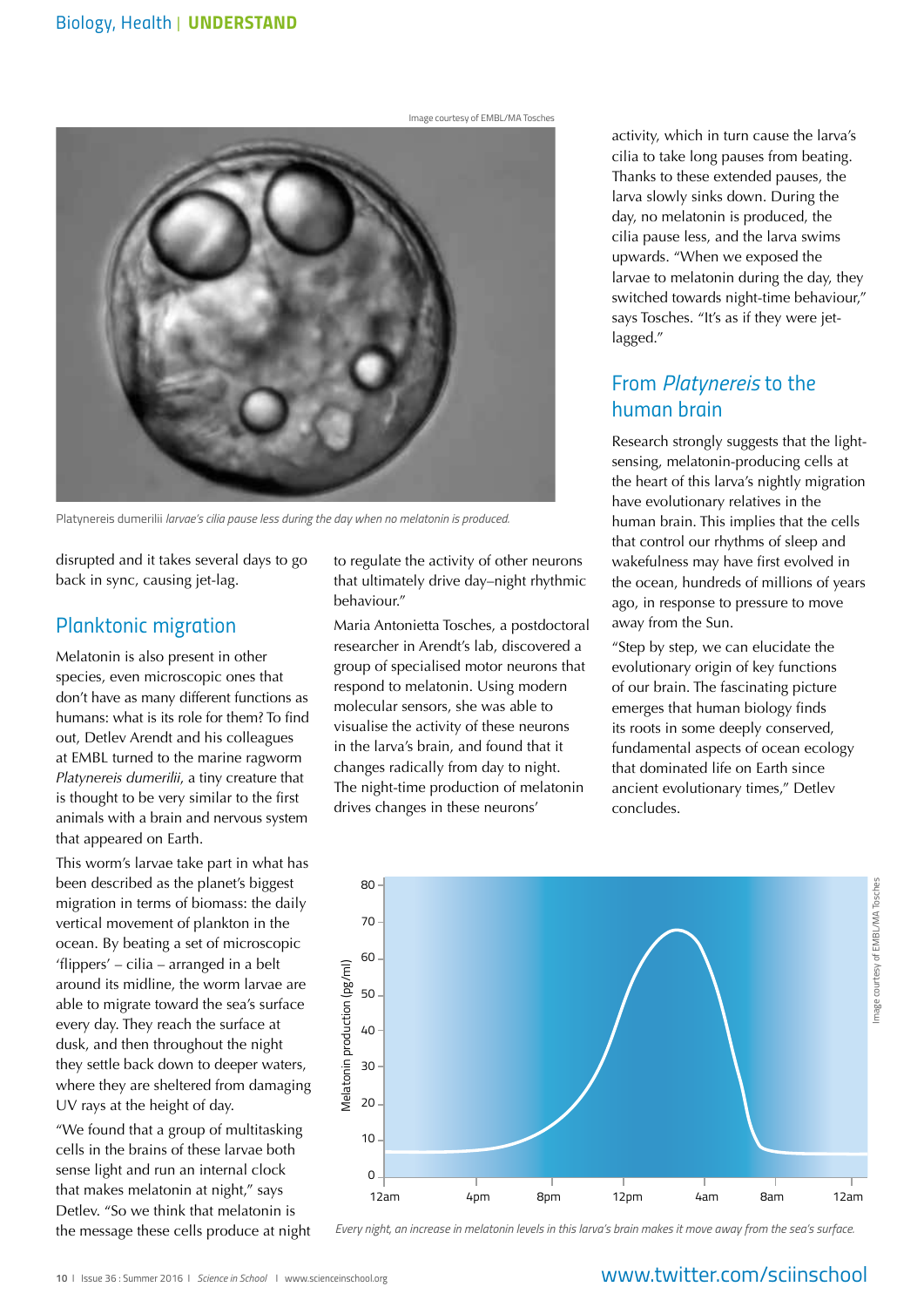Image courtesy of EMBL/MA Tosches

Platynereis dumerilii *larvae's cilia pause less during the day when no melatonin is produced.*

disrupted and it takes several days to go back in sync, causing jet-lag.

## Planktonic migration

Melatonin is also present in other species, even microscopic ones that don't have as many different functions as humans: what is its role for them? To find out, Detlev Arendt and his colleagues at EMBL turned to the marine ragworm *Platynereis dumerilii*, a tiny creature that is thought to be very similar to the first animals with a brain and nervous system that appeared on Earth.

This worm's larvae take part in what has been described as the planet's biggest migration in terms of biomass: the daily vertical movement of plankton in the ocean. By beating a set of microscopic 'flippers' – cilia – arranged in a belt around its midline, the worm larvae are able to migrate toward the sea's surface every day. They reach the surface at dusk, and then throughout the night they settle back down to deeper waters, where they are sheltered from damaging UV rays at the height of day.

"We found that a group of multitasking cells in the brains of these larvae both sense light and run an internal clock that makes melatonin at night," says Detlev. "So we think that melatonin is the message these cells produce at night to regulate the activity of other neurons that ultimately drive day–night rhythmic behaviour."

Maria Antonietta Tosches, a postdoctoral researcher in Arendt's lab, discovered a group of specialised motor neurons that respond to melatonin. Using modern molecular sensors, she was able to visualise the activity of these neurons in the larva's brain, and found that it changes radically from day to night. The night-time production of melatonin drives changes in these neurons' activity, which in turn cause the larva's cilia to take long pauses from beating. Thanks to these extended pauses, the larva slowly sinks down. During the day, no melatonin is produced, the cilia pause less, and the larva swims upwards. "When we exposed the larvae to melatonin during the day, they switched towards night-time behaviour," says Tosches. "It's as if they were jet-lagged."

## From *Platynereis* to the human brain

Research strongly suggests that the light-sensing, melatonin-producing cells at the heart of this larva's nightly migration have evolutionary relatives in the human brain. This implies that the cells that control our rhythms of sleep and wakefulness may have first evolved in the ocean, hundreds of millions of years ago, in response to pressure to move away from the Sun.

"Step by step, we can elucidate the evolutionary origin of key functions of our brain. The fascinating picture emerges that human biology finds its roots in some deeply conserved, fundamental aspects of ocean ecology that dominated life on Earth since ancient evolutionary times," Detlev concludes.

Image courtesy of EMBL/MA Tosches

*Every night, an increase in melatonin levels in this larva's brain makes it move away from the sea's surface.*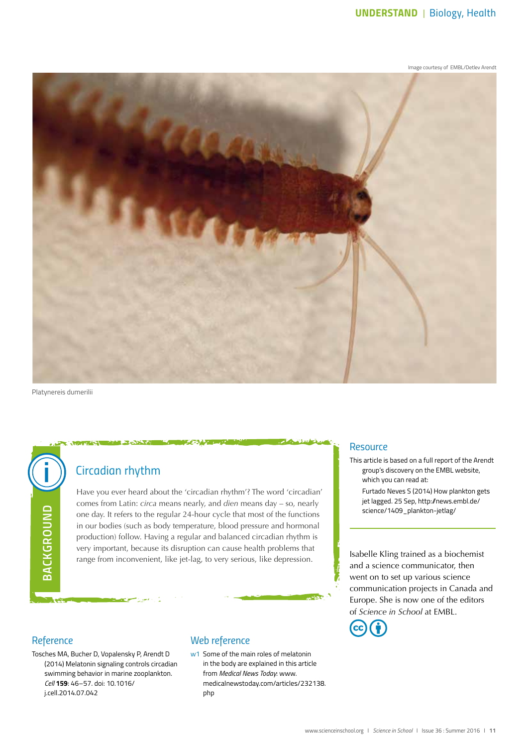Image courtesy of EMBL/Detlev Arendt

Platynereis dumerilii

## BACKGROUND

### Circadian rhythm

Have you ever heard about the 'circadian rhythm'? The word 'circadian' comes from Latin: *circa* means nearly, and *dien* means day – so, nearly one day. It refers to the regular 24-hour cycle that most of the functions in our bodies (such as body temperature, blood pressure and hormonal production) follow. Having a regular and balanced circadian rhythm is very important, because its disruption can cause health problems that range from inconvenient, like jet-lag, to very serious, like depression.

## Resource

This article is based on a full report of the Arendt group's discovery on the EMBL website, which you can read at:

Furtado Neves S (2014) How plankton gets jet lagged. 25 Sep, http://news.embl.de/science/1409_plankton-jetlag/

Isabelle Kling trained as a biochemist and a science communicator, then went on to set up various science communication projects in Canada and Europe. She is now one of the editors of *Science in School* at EMBL.

## Reference

Tosches MA, Bucher D, Vopalensky P, Arendt D (2014) Melatonin signaling controls circadian swimming behavior in marine zooplankton. *Cell* **159**: 46–57. doi: 10.1016/j.cell.2014.07.042

## Web reference

w1 Some of the main roles of melatonin in the body are explained in this article from *Medical News Today*: www.medicalnewstoday.com/articles/232138.php